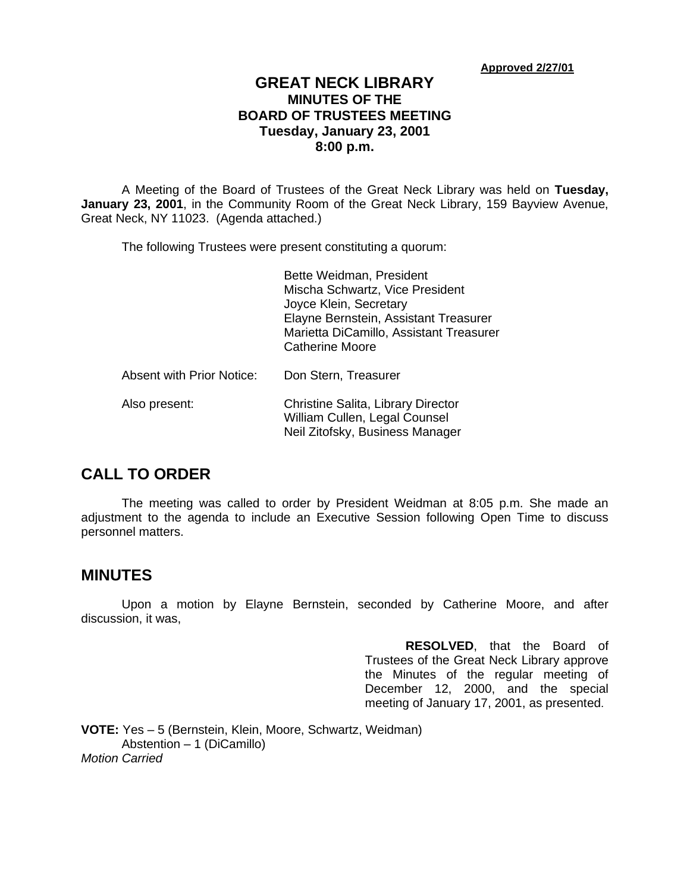**Approved 2/27/01**

# GREAT NECK LIBRARY
## MINUTES OF THE BOARD OF TRUSTEES MEETING
### Tuesday, January 23, 2001
### 8:00 p.m.

A Meeting of the Board of Trustees of the Great Neck Library was held on **Tuesday, January 23, 2001**, in the Community Room of the Great Neck Library, 159 Bayview Avenue, Great Neck, NY 11023. (Agenda attached.)

The following Trustees were present constituting a quorum:

Bette Weidman, President
Mischa Schwartz, Vice President
Joyce Klein, Secretary
Elayne Bernstein, Assistant Treasurer
Marietta DiCamillo, Assistant Treasurer
Catherine Moore

Absent with Prior Notice: Don Stern, Treasurer

Also present: Christine Salita, Library Director
William Cullen, Legal Counsel
Neil Zitofsky, Business Manager

## CALL TO ORDER

The meeting was called to order by President Weidman at 8:05 p.m. She made an adjustment to the agenda to include an Executive Session following Open Time to discuss personnel matters.

## MINUTES

Upon a motion by Elayne Bernstein, seconded by Catherine Moore, and after discussion, it was,

**RESOLVED**, that the Board of Trustees of the Great Neck Library approve the Minutes of the regular meeting of December 12, 2000, and the special meeting of January 17, 2001, as presented.

**VOTE:** Yes – 5 (Bernstein, Klein, Moore, Schwartz, Weidman)
Abstention – 1 (DiCamillo)
*Motion Carried*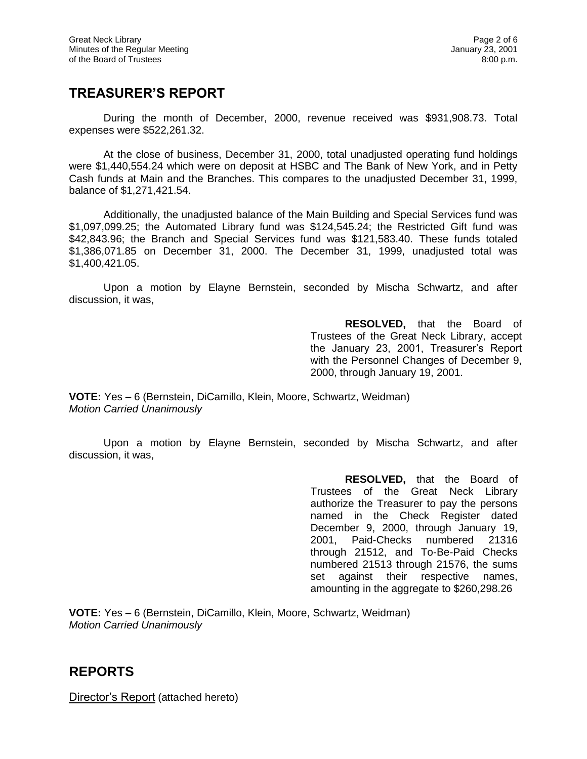## TREASURER'S REPORT

During the month of December, 2000, revenue received was $931,908.73. Total expenses were $522,261.32.

At the close of business, December 31, 2000, total unadjusted operating fund holdings were $1,440,554.24 which were on deposit at HSBC and The Bank of New York, and in Petty Cash funds at Main and the Branches. This compares to the unadjusted December 31, 1999, balance of $1,271,421.54.

Additionally, the unadjusted balance of the Main Building and Special Services fund was $1,097,099.25; the Automated Library fund was $124,545.24; the Restricted Gift fund was $42,843.96; the Branch and Special Services fund was $121,583.40. These funds totaled $1,386,071.85 on December 31, 2000. The December 31, 1999, unadjusted total was $1,400,421.05.

Upon a motion by Elayne Bernstein, seconded by Mischa Schwartz, and after discussion, it was,

> **RESOLVED,** that the Board of Trustees of the Great Neck Library, accept the January 23, 2001, Treasurer's Report with the Personnel Changes of December 9, 2000, through January 19, 2001.

**VOTE:** Yes – 6 (Bernstein, DiCamillo, Klein, Moore, Schwartz, Weidman)
*Motion Carried Unanimously*

Upon a motion by Elayne Bernstein, seconded by Mischa Schwartz, and after discussion, it was,

> **RESOLVED,** that the Board of Trustees of the Great Neck Library authorize the Treasurer to pay the persons named in the Check Register dated December 9, 2000, through January 19, 2001, Paid-Checks numbered 21316 through 21512, and To-Be-Paid Checks numbered 21513 through 21576, the sums set against their respective names, amounting in the aggregate to $260,298.26

**VOTE:** Yes – 6 (Bernstein, DiCamillo, Klein, Moore, Schwartz, Weidman)
*Motion Carried Unanimously*

## REPORTS

Director's Report (attached hereto)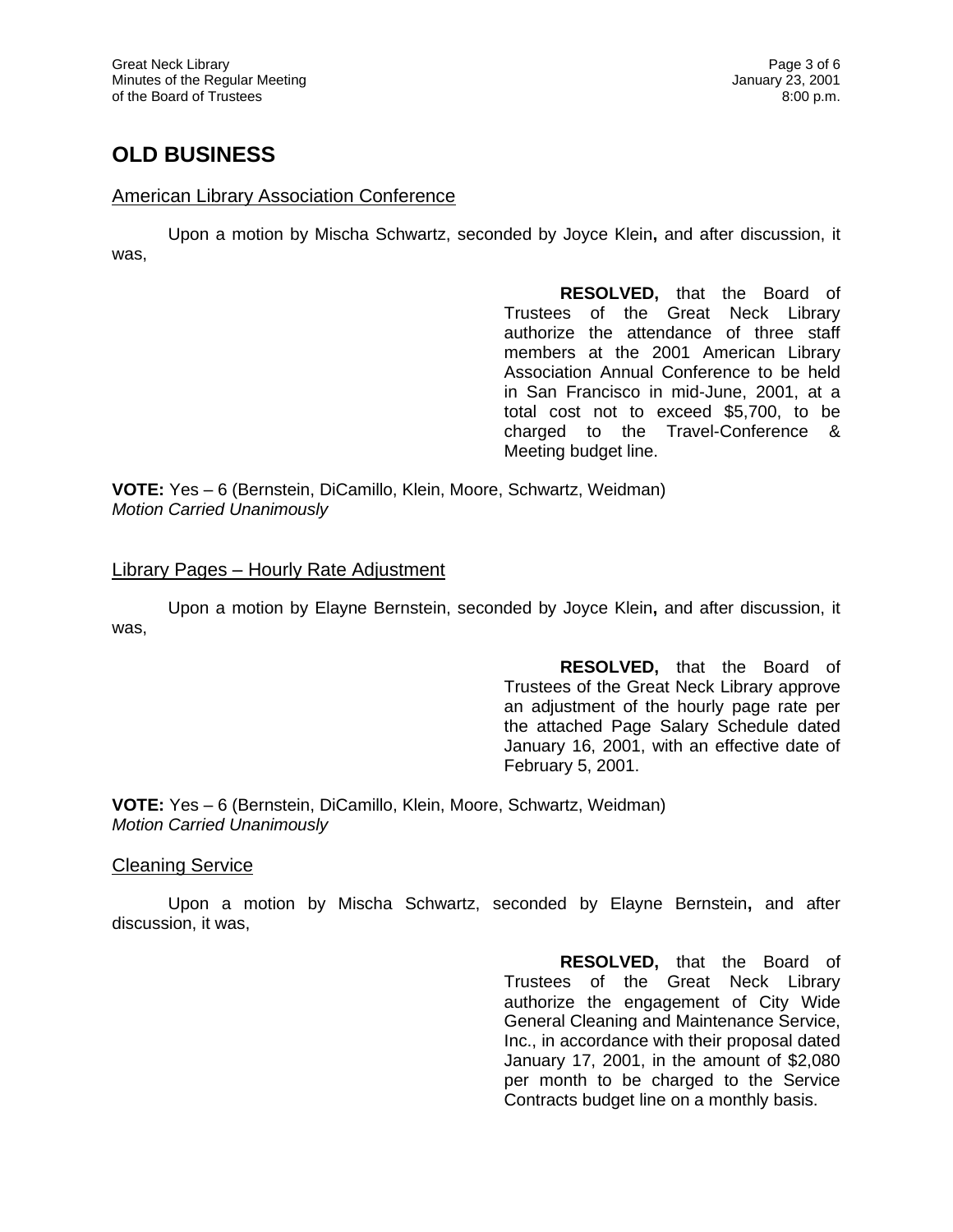## OLD BUSINESS

American Library Association Conference

Upon a motion by Mischa Schwartz, seconded by Joyce Klein**,** and after discussion, it was,

> **RESOLVED,** that the Board of Trustees of the Great Neck Library authorize the attendance of three staff members at the 2001 American Library Association Annual Conference to be held in San Francisco in mid-June, 2001, at a total cost not to exceed $5,700, to be charged to the Travel-Conference & Meeting budget line.

**VOTE:** Yes – 6 (Bernstein, DiCamillo, Klein, Moore, Schwartz, Weidman)
*Motion Carried Unanimously*

Library Pages – Hourly Rate Adjustment

Upon a motion by Elayne Bernstein, seconded by Joyce Klein**,** and after discussion, it was,

> **RESOLVED,** that the Board of Trustees of the Great Neck Library approve an adjustment of the hourly page rate per the attached Page Salary Schedule dated January 16, 2001, with an effective date of February 5, 2001.

**VOTE:** Yes – 6 (Bernstein, DiCamillo, Klein, Moore, Schwartz, Weidman)
*Motion Carried Unanimously*

Cleaning Service

Upon a motion by Mischa Schwartz, seconded by Elayne Bernstein**,** and after discussion, it was,

> **RESOLVED,** that the Board of Trustees of the Great Neck Library authorize the engagement of City Wide General Cleaning and Maintenance Service, Inc., in accordance with their proposal dated January 17, 2001, in the amount of $2,080 per month to be charged to the Service Contracts budget line on a monthly basis.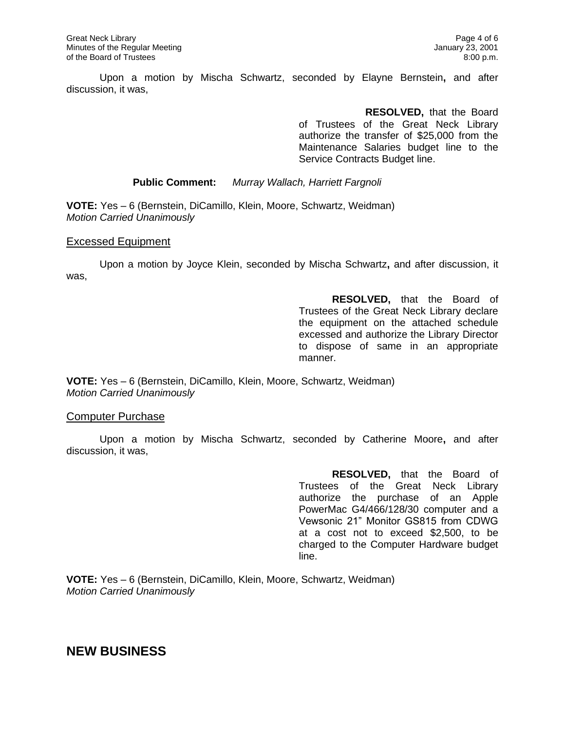Upon a motion by Mischa Schwartz, seconded by Elayne Bernstein**,** and after discussion, it was,

> **RESOLVED,** that the Board of Trustees of the Great Neck Library authorize the transfer of $25,000 from the Maintenance Salaries budget line to the Service Contracts Budget line.

**Public Comment:** *Murray Wallach, Harriett Fargnoli*

**VOTE:** Yes – 6 (Bernstein, DiCamillo, Klein, Moore, Schwartz, Weidman)
*Motion Carried Unanimously*

<u>Excessed Equipment</u>

Upon a motion by Joyce Klein, seconded by Mischa Schwartz**,** and after discussion, it was,

> **RESOLVED,** that the Board of Trustees of the Great Neck Library declare the equipment on the attached schedule excessed and authorize the Library Director to dispose of same in an appropriate manner.

**VOTE:** Yes – 6 (Bernstein, DiCamillo, Klein, Moore, Schwartz, Weidman)
*Motion Carried Unanimously*

<u>Computer Purchase</u>

Upon a motion by Mischa Schwartz, seconded by Catherine Moore**,** and after discussion, it was,

> **RESOLVED,** that the Board of Trustees of the Great Neck Library authorize the purchase of an Apple PowerMac G4/466/128/30 computer and a Vewsonic 21" Monitor GS815 from CDWG at a cost not to exceed $2,500, to be charged to the Computer Hardware budget line.

**VOTE:** Yes – 6 (Bernstein, DiCamillo, Klein, Moore, Schwartz, Weidman)
*Motion Carried Unanimously*

## NEW BUSINESS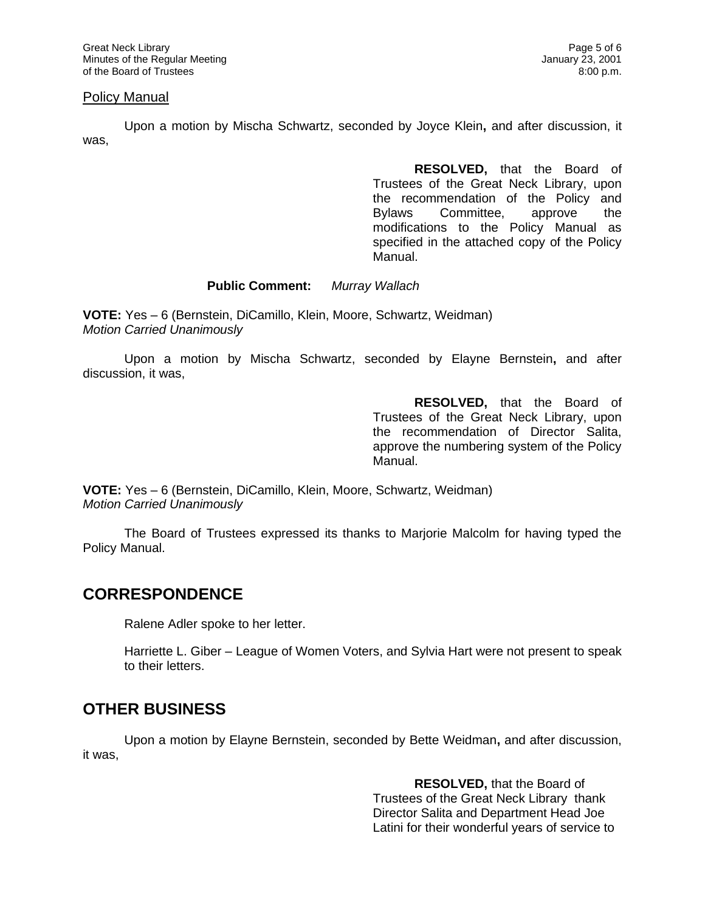Policy Manual

Upon a motion by Mischa Schwartz, seconded by Joyce Klein, and after discussion, it was,

> **RESOLVED,** that the Board of Trustees of the Great Neck Library, upon the recommendation of the Policy and Bylaws Committee, approve the modifications to the Policy Manual as specified in the attached copy of the Policy Manual.

**Public Comment:** *Murray Wallach*

**VOTE:** Yes – 6 (Bernstein, DiCamillo, Klein, Moore, Schwartz, Weidman)
*Motion Carried Unanimously*

Upon a motion by Mischa Schwartz, seconded by Elayne Bernstein, and after discussion, it was,

> **RESOLVED,** that the Board of Trustees of the Great Neck Library, upon the recommendation of Director Salita, approve the numbering system of the Policy Manual.

**VOTE:** Yes – 6 (Bernstein, DiCamillo, Klein, Moore, Schwartz, Weidman)
*Motion Carried Unanimously*

The Board of Trustees expressed its thanks to Marjorie Malcolm for having typed the Policy Manual.

## CORRESPONDENCE

Ralene Adler spoke to her letter.

Harriette L. Giber – League of Women Voters, and Sylvia Hart were not present to speak to their letters.

## OTHER BUSINESS

Upon a motion by Elayne Bernstein, seconded by Bette Weidman, and after discussion, it was,

> **RESOLVED,** that the Board of Trustees of the Great Neck Library thank Director Salita and Department Head Joe Latini for their wonderful years of service to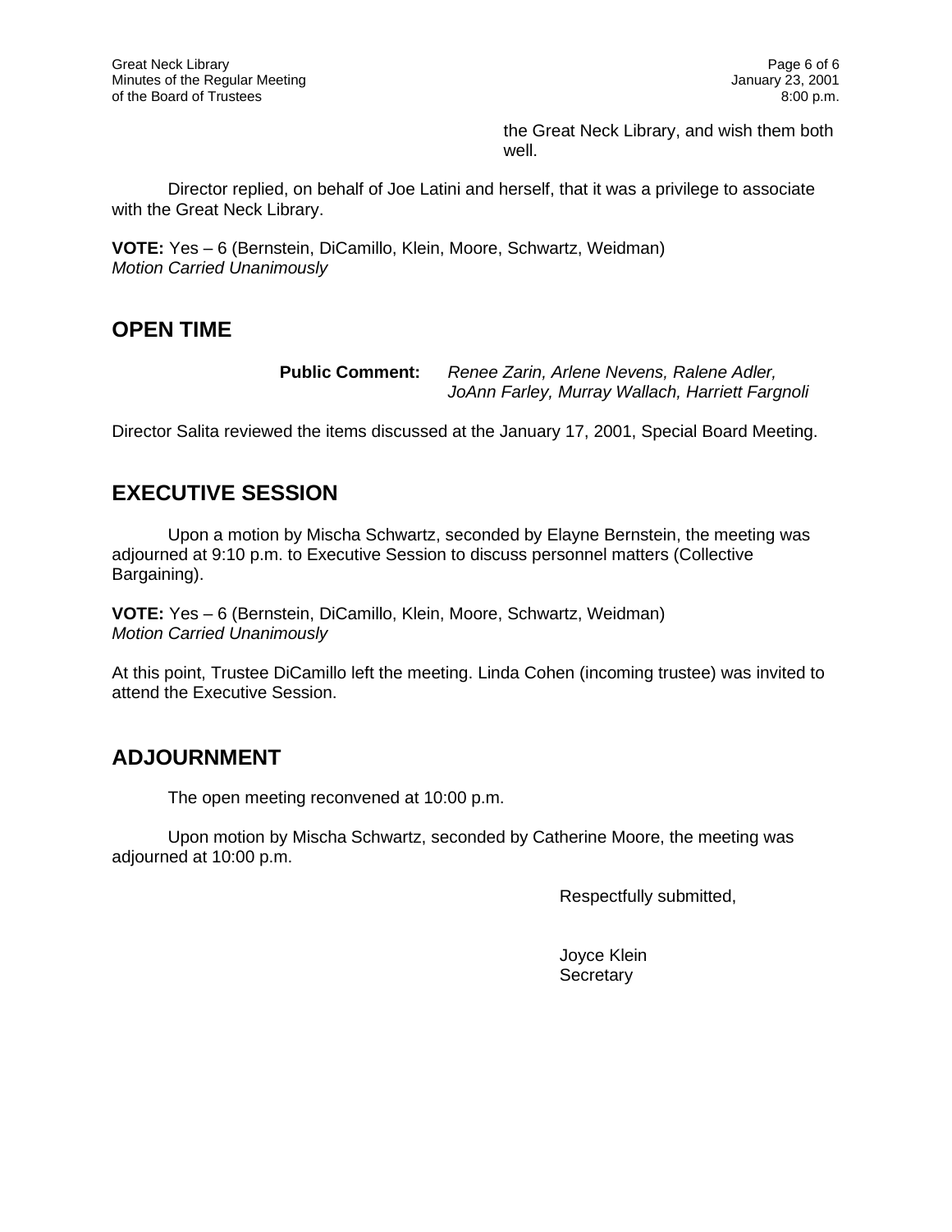the Great Neck Library, and wish them both well.

Director replied, on behalf of Joe Latini and herself, that it was a privilege to associate with the Great Neck Library.

**VOTE:** Yes – 6 (Bernstein, DiCamillo, Klein, Moore, Schwartz, Weidman)
*Motion Carried Unanimously*

## OPEN TIME

**Public Comment:** *Renee Zarin, Arlene Nevens, Ralene Adler, JoAnn Farley, Murray Wallach, Harriett Fargnoli*

Director Salita reviewed the items discussed at the January 17, 2001, Special Board Meeting.

## EXECUTIVE SESSION

Upon a motion by Mischa Schwartz, seconded by Elayne Bernstein, the meeting was adjourned at 9:10 p.m. to Executive Session to discuss personnel matters (Collective Bargaining).

**VOTE:** Yes – 6 (Bernstein, DiCamillo, Klein, Moore, Schwartz, Weidman)
*Motion Carried Unanimously*

At this point, Trustee DiCamillo left the meeting. Linda Cohen (incoming trustee) was invited to attend the Executive Session.

## ADJOURNMENT

The open meeting reconvened at 10:00 p.m.

Upon motion by Mischa Schwartz, seconded by Catherine Moore, the meeting was adjourned at 10:00 p.m.

Respectfully submitted,

Joyce Klein
Secretary